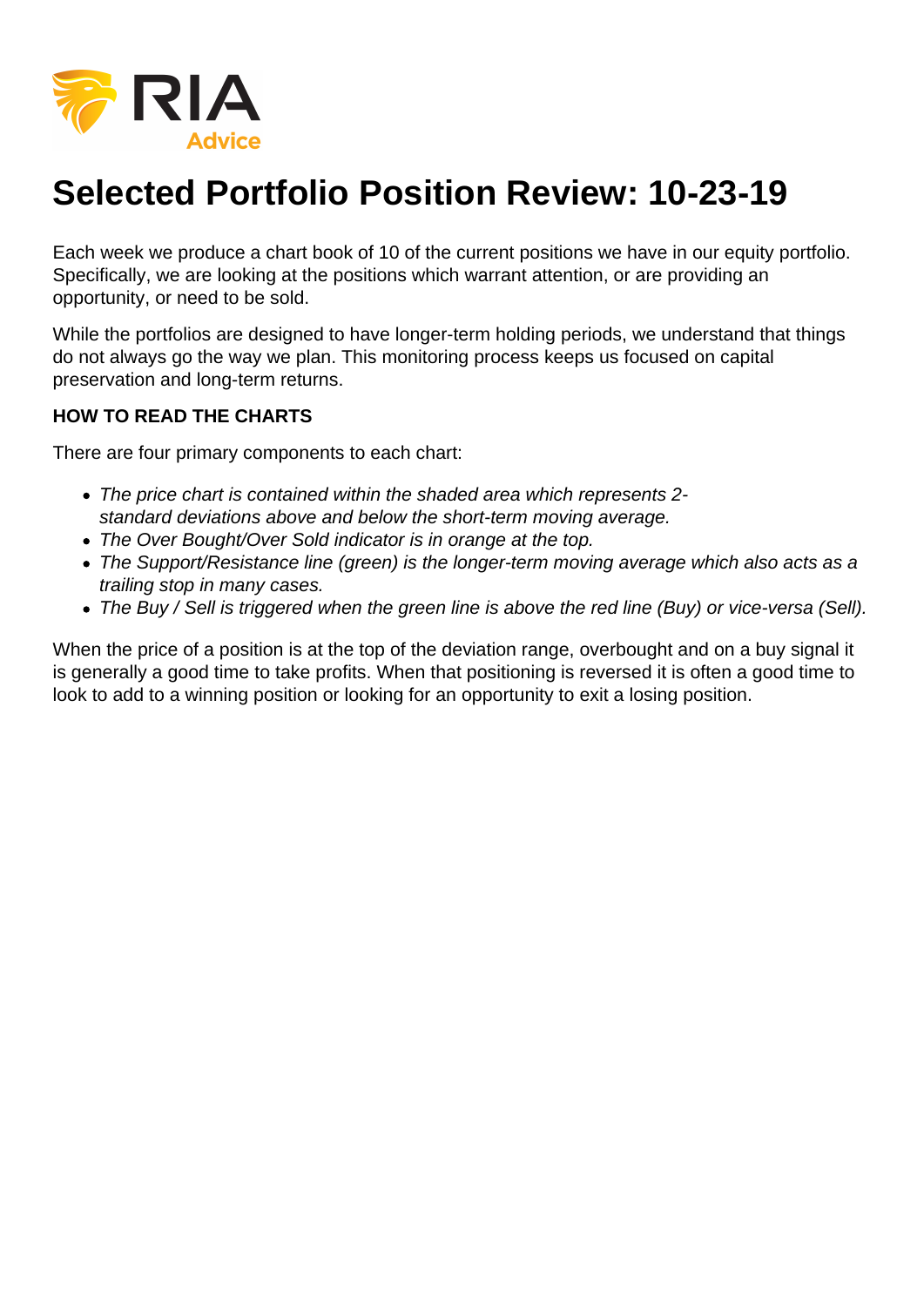# Selected Portfolio Position Review: 10-23-19

Each week we produce a chart book of 10 of the current positions we have in our equity portfolio. Specifically, we are looking at the positions which warrant attention, or are providing an opportunity, or need to be sold.

While the portfolios are designed to have longer-term holding periods, we understand that things do not always go the way we plan. This monitoring process keeps us focused on capital preservation and long-term returns.

**HOW TO READ THE CHARTS**

There are four primary components to each chart:

- *The price chart is contained within the shaded area which represents 2-standard deviations above and below the short-term moving average.*
- *The Over Bought/Over Sold indicator is in orange at the top.*
- *The Support/Resistance line (green) is the longer-term moving average which also acts as a trailing stop in many cases.*
- *The Buy / Sell is triggered when the green line is above the red line (Buy) or vice-versa (Sell).*

When the price of a position is at the top of the deviation range, overbought and on a buy signal it is generally a good time to take profits. When that positioning is reversed it is often a good time to look to add to a winning position or looking for an opportunity to exit a losing position.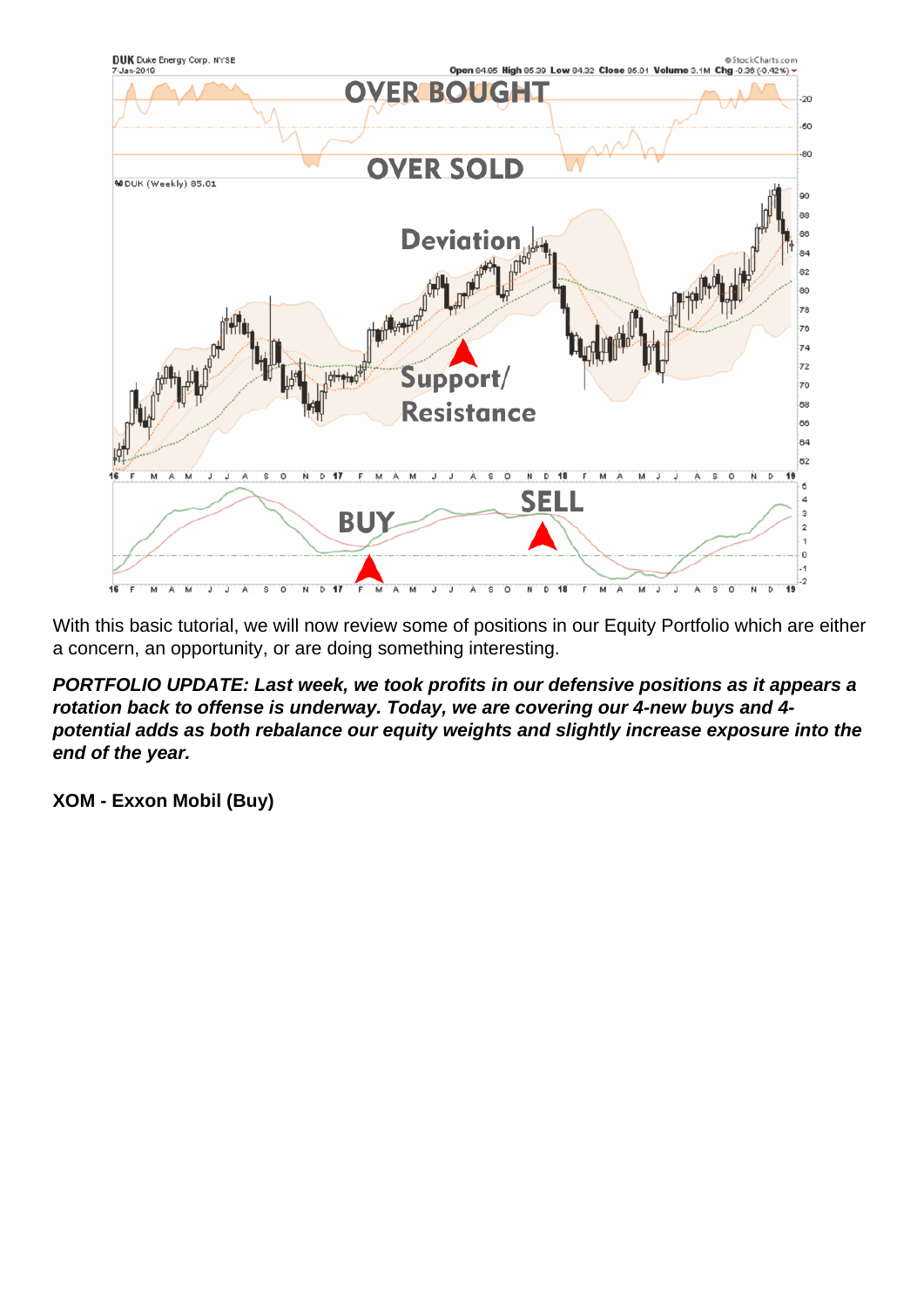With this basic tutorial, we will now review some of positions in our Equity Portfolio which are either a concern, an opportunity, or are doing something interesting.

***PORTFOLIO UPDATE: Last week, we took profits in our defensive positions as it appears a rotation back to offense is underway. Today, we are covering our 4-new buys and 4-potential adds as both rebalance our equity weights and slightly increase exposure into the end of the year.***

**XOM - Exxon Mobil (Buy)**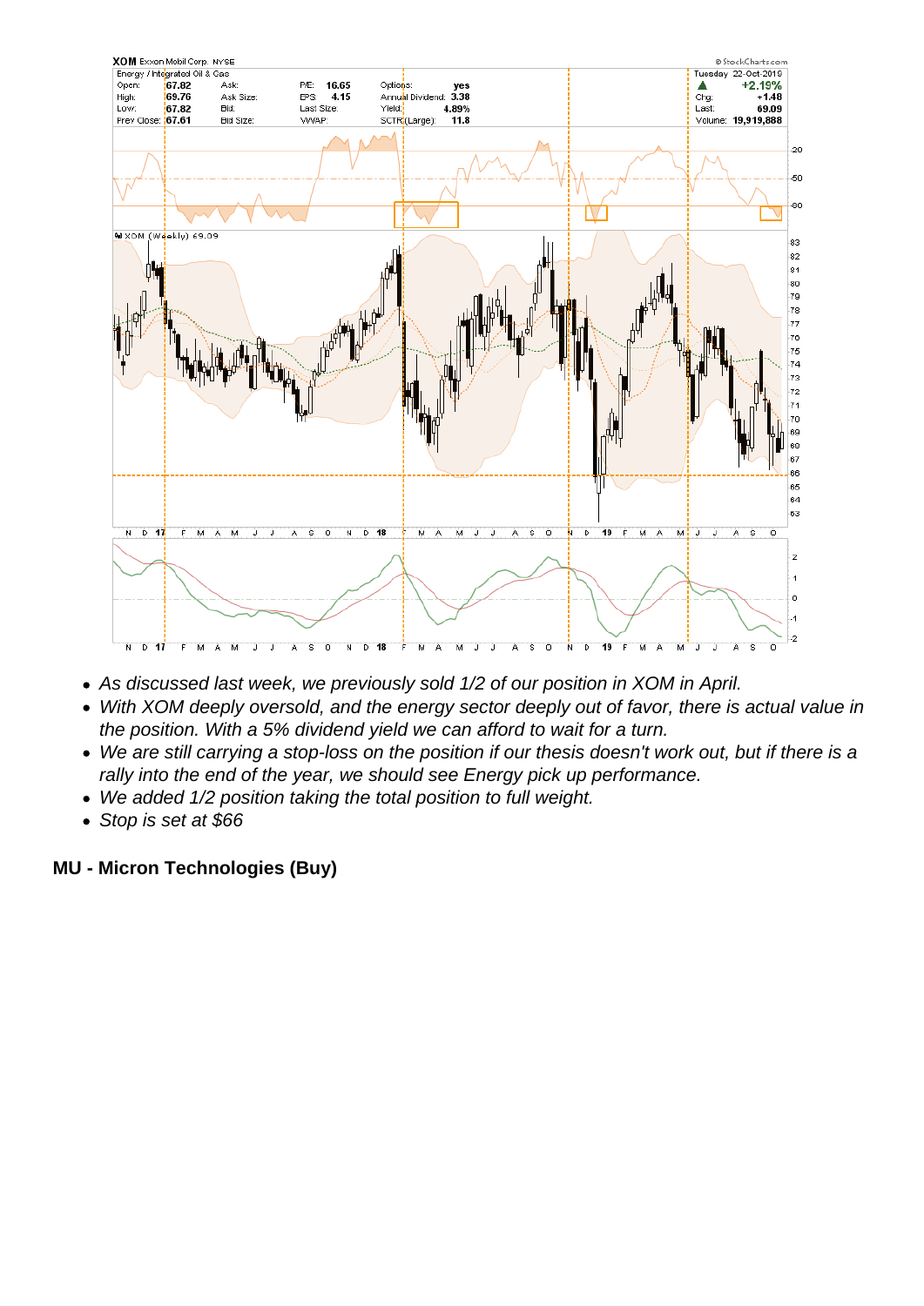- *As discussed last week, we previously sold 1/2 of our position in XOM in April.*
- *With XOM deeply oversold, and the energy sector deeply out of favor, there is actual value in the position. With a 5% dividend yield we can afford to wait for a turn.*
- *We are still carrying a stop-loss on the position if our thesis doesn't work out, but if there is a rally into the end of the year, we should see Energy pick up performance.*
- *We added 1/2 position taking the total position to full weight.*
- *Stop is set at $66*

**MU - Micron Technologies (Buy)**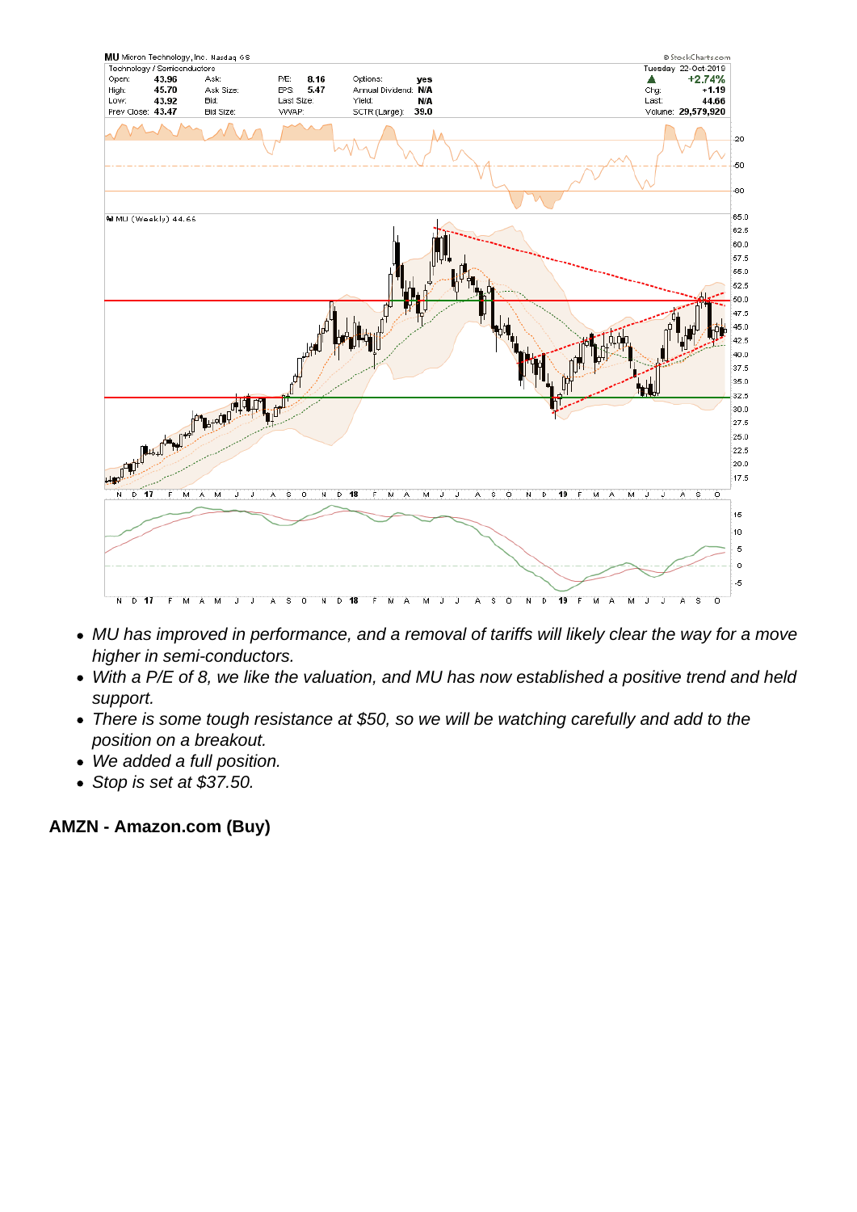- *MU has improved in performance, and a removal of tariffs will likely clear the way for a move higher in semi-conductors.*
- *With a P/E of 8, we like the valuation, and MU has now established a positive trend and held support.*
- *There is some tough resistance at $50, so we will be watching carefully and add to the position on a breakout.*
- *We added a full position.*
- *Stop is set at $37.50.*

**AMZN - Amazon.com (Buy)**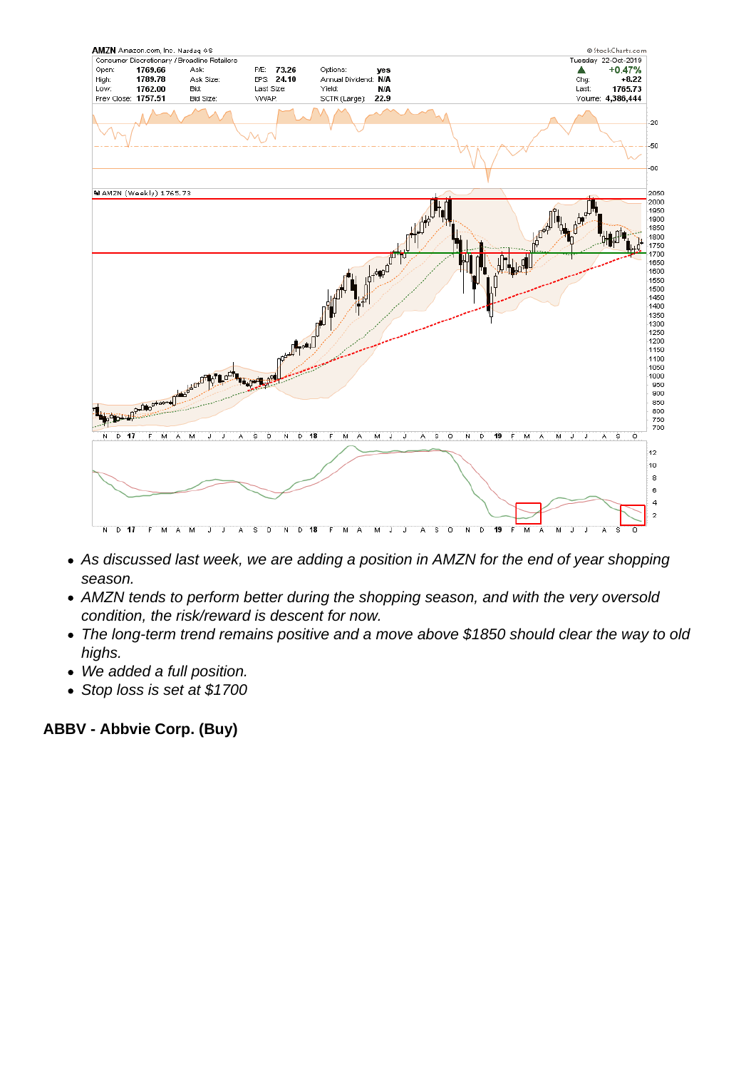- As discussed last week, we are adding a position in AMZN for the end of year shopping season.
- AMZN tends to perform better during the shopping season, and with the very oversold condition, the risk/reward is descent for now.
- The long-term trend remains positive and a move above $1850 should clear the way to old highs.
- We added a full position.
- Stop loss is set at $1700

**ABBV - Abbvie Corp. (Buy)**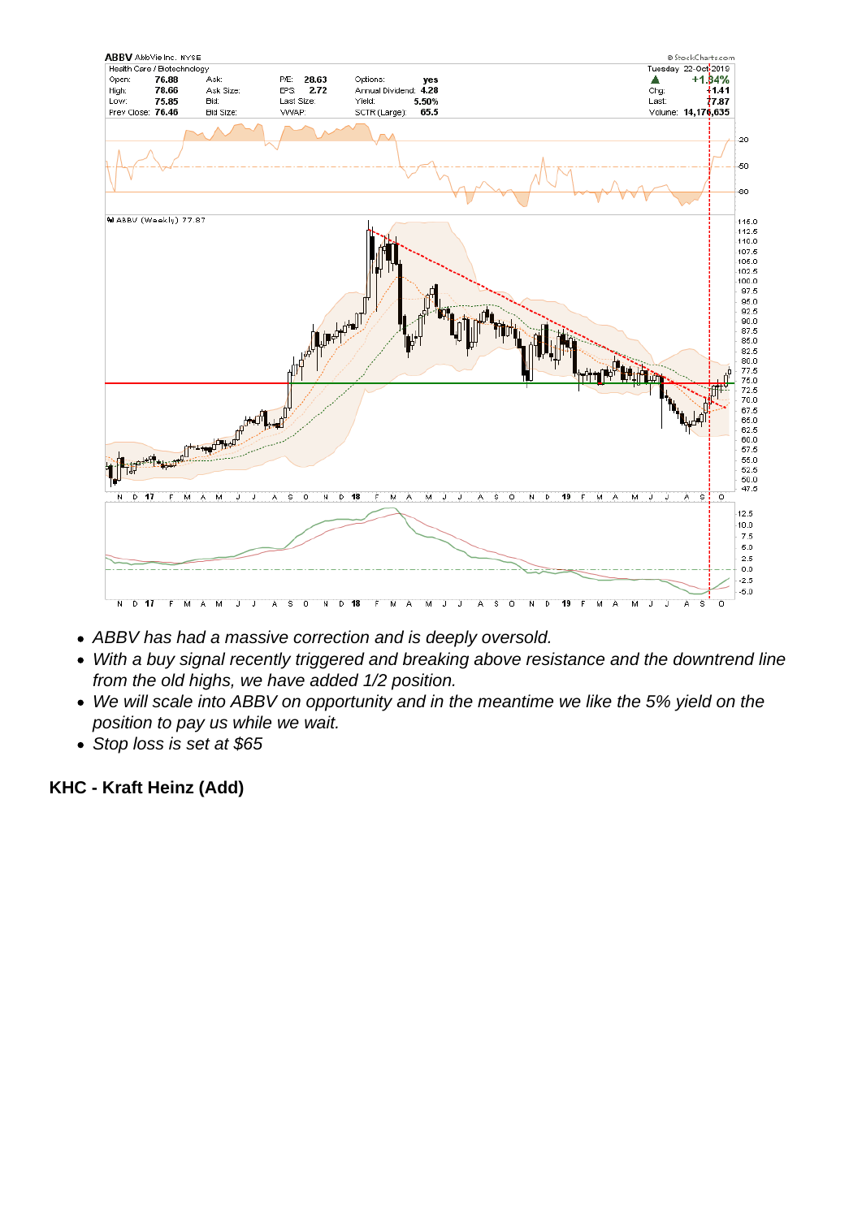- ABBV has had a massive correction and is deeply oversold.
- With a buy signal recently triggered and breaking above resistance and the downtrend line from the old highs, we have added 1/2 position.
- We will scale into ABBV on opportunity and in the meantime we like the 5% yield on the position to pay us while we wait.
- Stop loss is set at $65

**KHC - Kraft Heinz (Add)**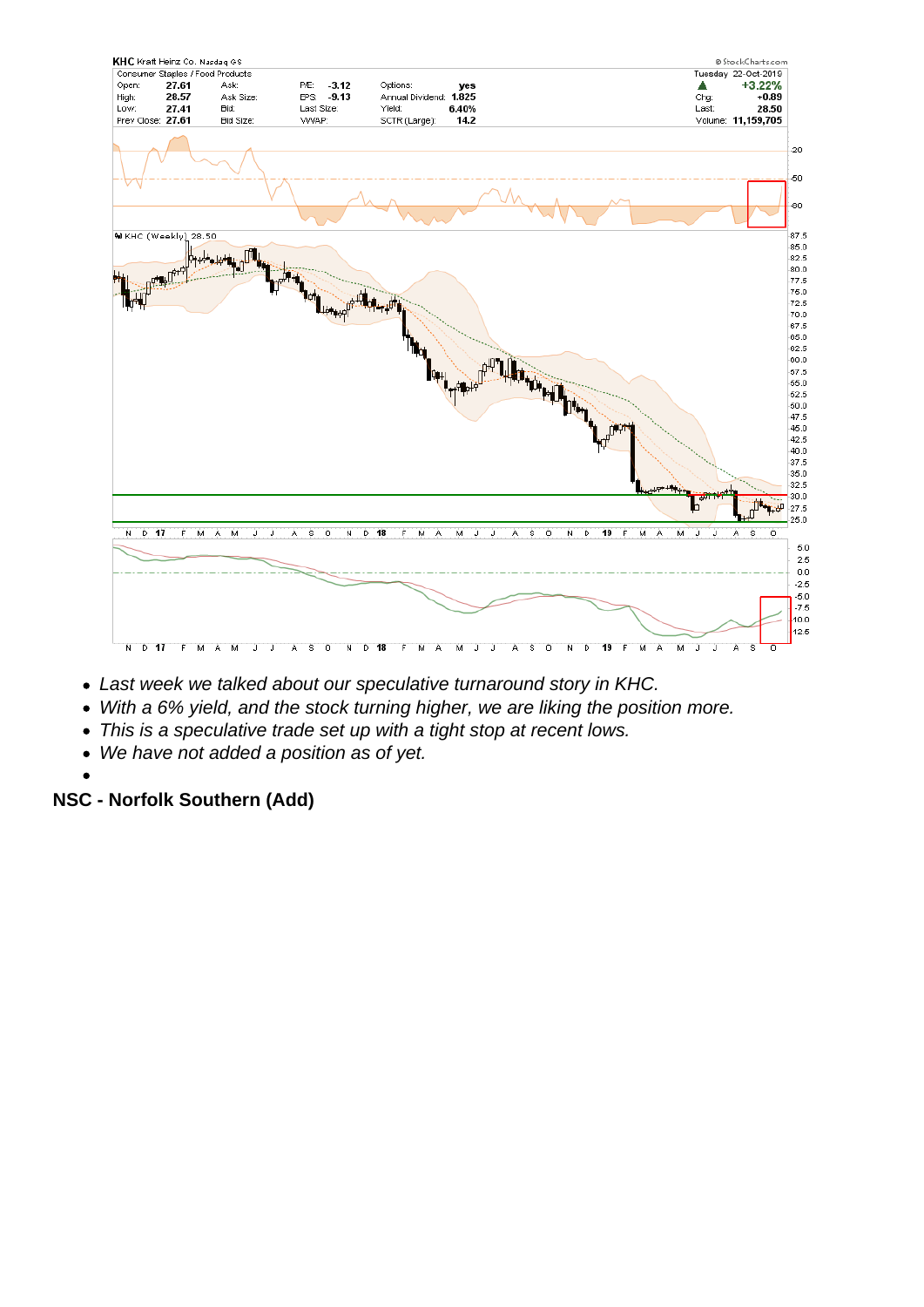- *Last week we talked about our speculative turnaround story in KHC.*
- *With a 6% yield, and the stock turning higher, we are liking the position more.*
- *This is a speculative trade set up with a tight stop at recent lows.*
- *We have not added a position as of yet.*

**NSC - Norfolk Southern (Add)**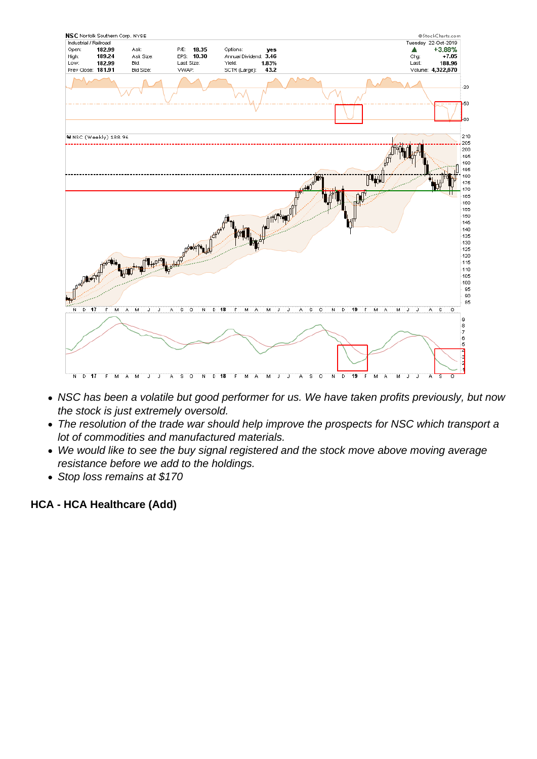- *NSC has been a volatile but good performer for us. We have taken profits previously, but now the stock is just extremely oversold.*
- *The resolution of the trade war should help improve the prospects for NSC which transport a lot of commodities and manufactured materials.*
- *We would like to see the buy signal registered and the stock move above moving average resistance before we add to the holdings.*
- *Stop loss remains at $170*

**HCA - HCA Healthcare (Add)**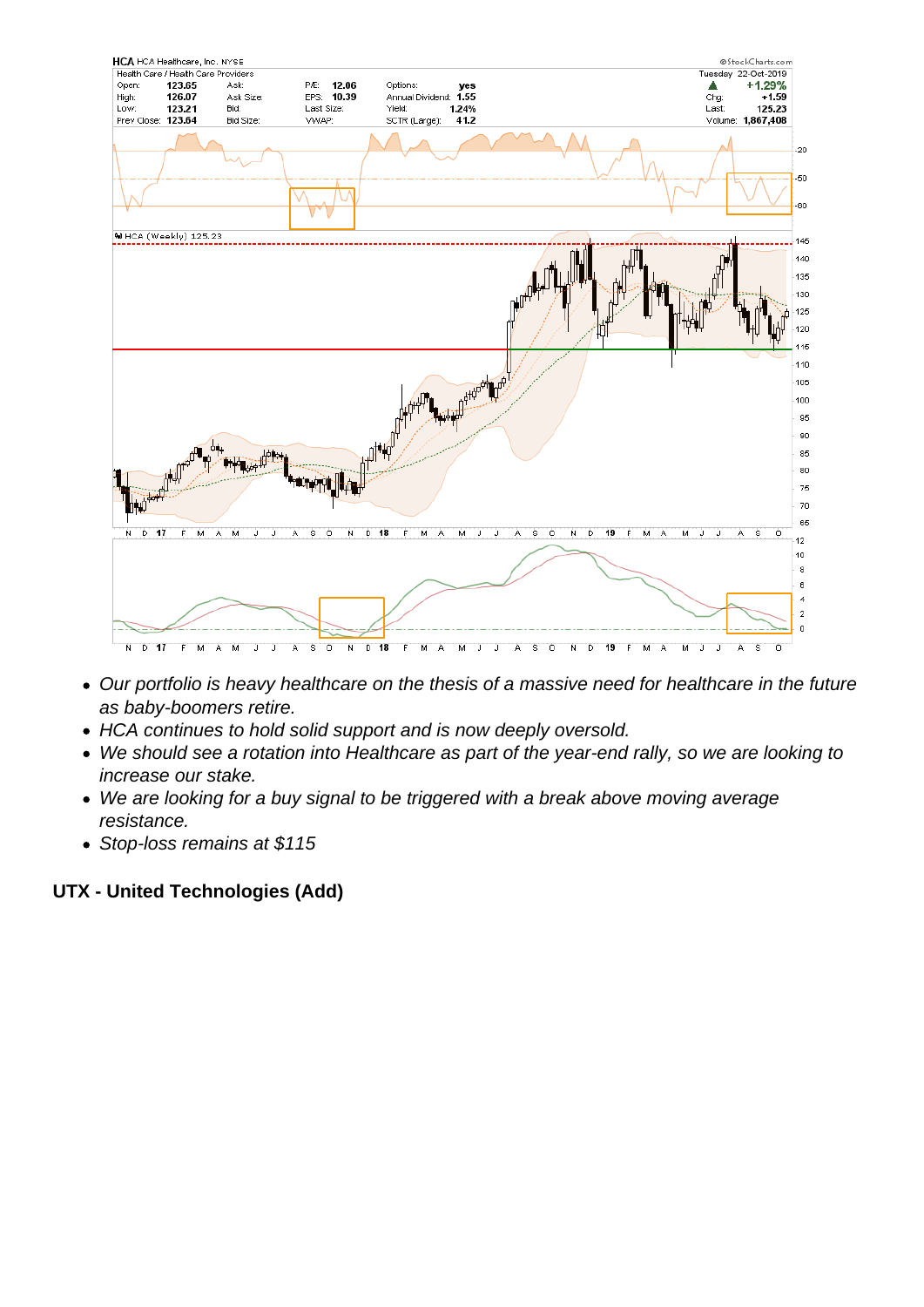- *Our portfolio is heavy healthcare on the thesis of a massive need for healthcare in the future as baby-boomers retire.*
- *HCA continues to hold solid support and is now deeply oversold.*
- *We should see a rotation into Healthcare as part of the year-end rally, so we are looking to increase our stake.*
- *We are looking for a buy signal to be triggered with a break above moving average resistance.*
- *Stop-loss remains at $115*

**UTX - United Technologies (Add)**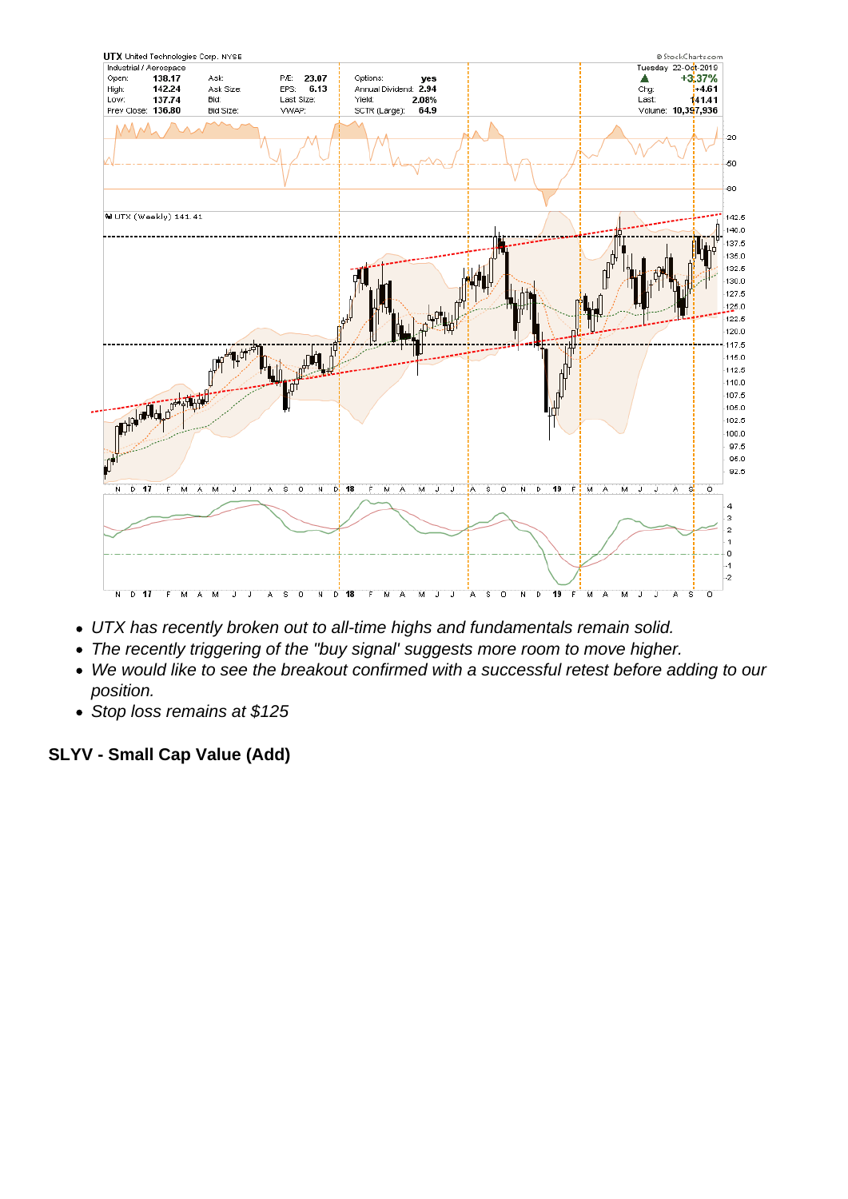- UTX has recently broken out to all-time highs and fundamentals remain solid.
- The recently triggering of the "buy signal' suggests more room to move higher.
- We would like to see the breakout confirmed with a successful retest before adding to our position.
- Stop loss remains at $125

**SLYV - Small Cap Value (Add)**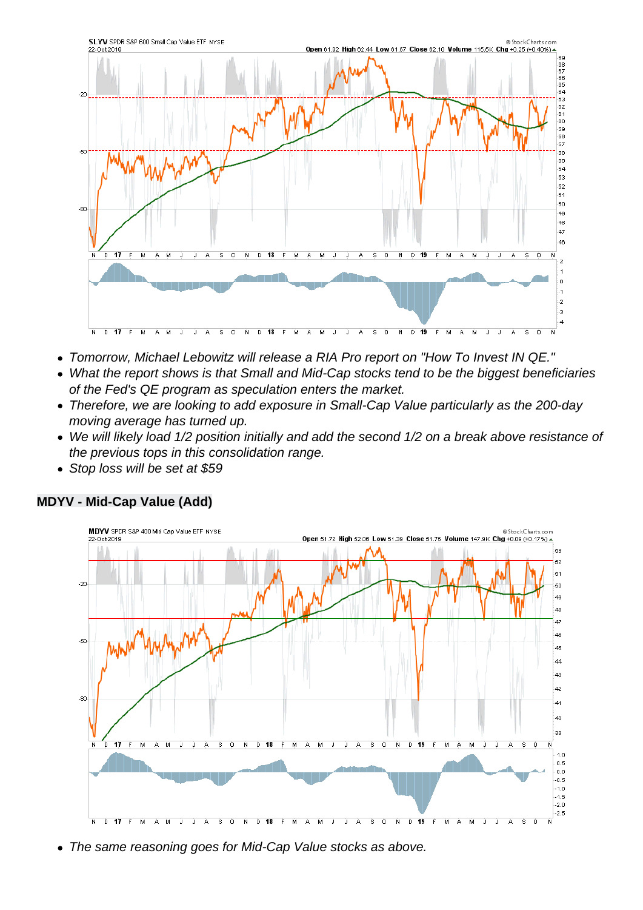- *Tomorrow, Michael Lebowitz will release a RIA Pro report on "How To Invest IN QE."*
- *What the report shows is that Small and Mid-Cap stocks tend to be the biggest beneficiaries of the Fed's QE program as speculation enters the market.*
- *Therefore, we are looking to add exposure in Small-Cap Value particularly as the 200-day moving average has turned up.*
- *We will likely load 1/2 position initially and add the second 1/2 on a break above resistance of the previous tops in this consolidation range.*
- *Stop loss will be set at $59*

## MDYV - Mid-Cap Value (Add)

- *The same reasoning goes for Mid-Cap Value stocks as above.*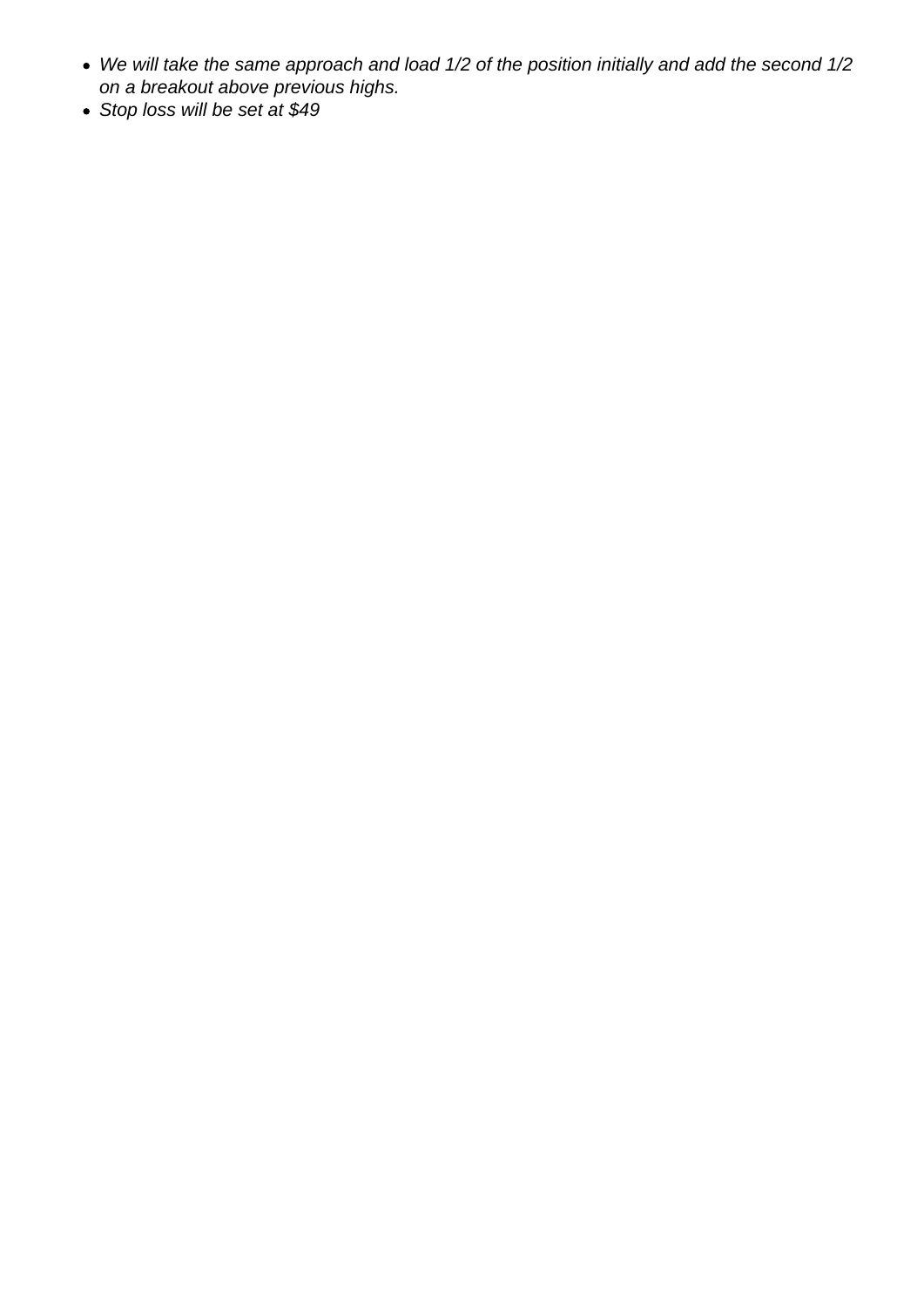- *We will take the same approach and load 1/2 of the position initially and add the second 1/2 on a breakout above previous highs.*
- *Stop loss will be set at $49*